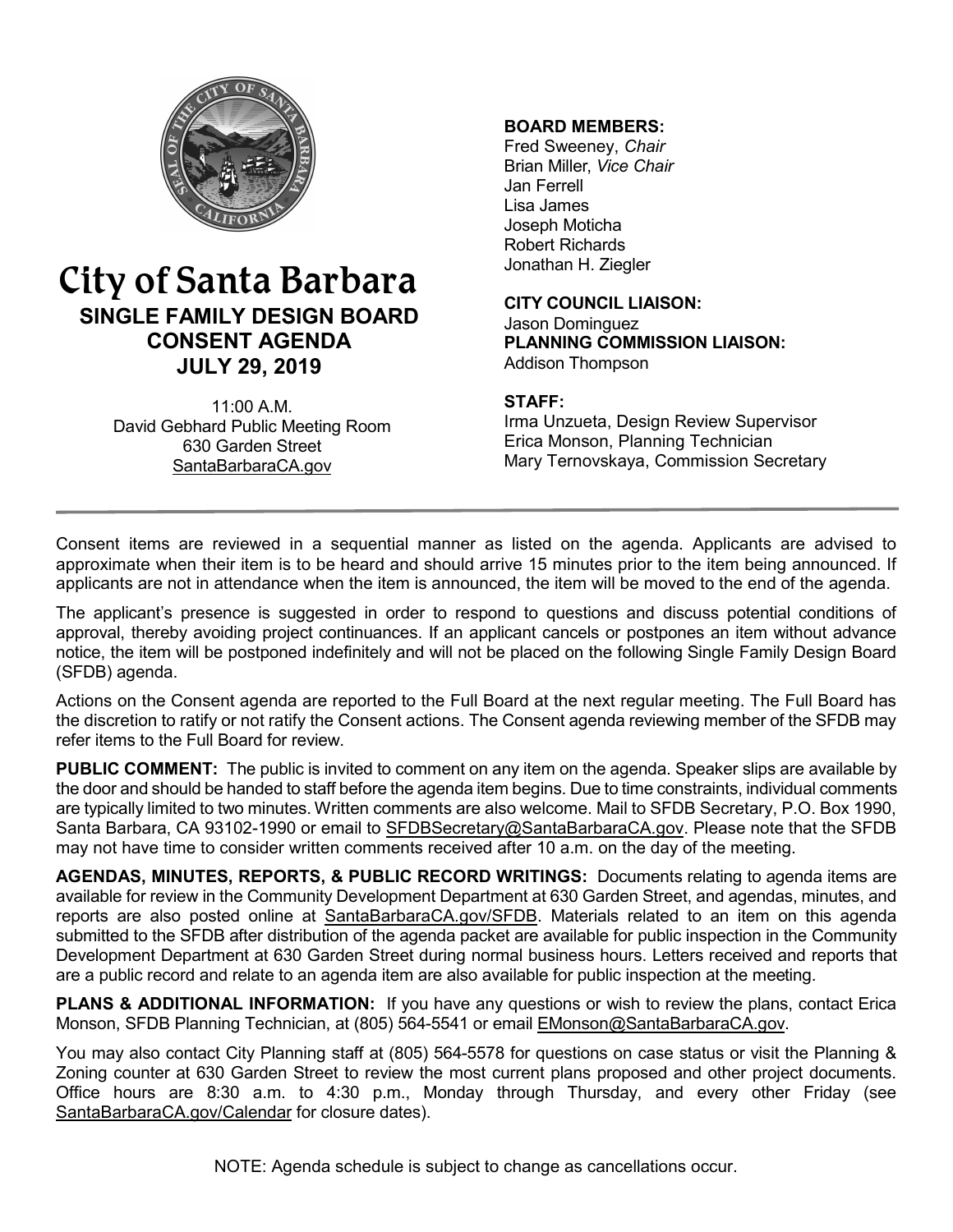# City of Santa Barbara

## SINGLE FAMILY DESIGN BOARD CONSENT AGENDA JULY 29, 2019

11:00 A.M.
David Gebhard Public Meeting Room
630 Garden Street
SantaBarbaraCA.gov

**BOARD MEMBERS:**
Fred Sweeney, *Chair*
Brian Miller, *Vice Chair*
Jan Ferrell
Lisa James
Joseph Moticha
Robert Richards
Jonathan H. Ziegler

**CITY COUNCIL LIAISON:**
Jason Dominguez

**PLANNING COMMISSION LIAISON:**
Addison Thompson

**STAFF:**
Irma Unzueta, Design Review Supervisor
Erica Monson, Planning Technician
Mary Ternovskaya, Commission Secretary

---

Consent items are reviewed in a sequential manner as listed on the agenda. Applicants are advised to approximate when their item is to be heard and should arrive 15 minutes prior to the item being announced. If applicants are not in attendance when the item is announced, the item will be moved to the end of the agenda.

The applicant's presence is suggested in order to respond to questions and discuss potential conditions of approval, thereby avoiding project continuances. If an applicant cancels or postpones an item without advance notice, the item will be postponed indefinitely and will not be placed on the following Single Family Design Board (SFDB) agenda.

Actions on the Consent agenda are reported to the Full Board at the next regular meeting. The Full Board has the discretion to ratify or not ratify the Consent actions. The Consent agenda reviewing member of the SFDB may refer items to the Full Board for review.

**PUBLIC COMMENT:** The public is invited to comment on any item on the agenda. Speaker slips are available by the door and should be handed to staff before the agenda item begins. Due to time constraints, individual comments are typically limited to two minutes. Written comments are also welcome. Mail to SFDB Secretary, P.O. Box 1990, Santa Barbara, CA 93102-1990 or email to SFDBSecretary@SantaBarbaraCA.gov. Please note that the SFDB may not have time to consider written comments received after 10 a.m. on the day of the meeting.

**AGENDAS, MINUTES, REPORTS, & PUBLIC RECORD WRITINGS:** Documents relating to agenda items are available for review in the Community Development Department at 630 Garden Street, and agendas, minutes, and reports are also posted online at SantaBarbaraCA.gov/SFDB. Materials related to an item on this agenda submitted to the SFDB after distribution of the agenda packet are available for public inspection in the Community Development Department at 630 Garden Street during normal business hours. Letters received and reports that are a public record and relate to an agenda item are also available for public inspection at the meeting.

**PLANS & ADDITIONAL INFORMATION:** If you have any questions or wish to review the plans, contact Erica Monson, SFDB Planning Technician, at (805) 564-5541 or email EMonson@SantaBarbaraCA.gov.

You may also contact City Planning staff at (805) 564-5578 for questions on case status or visit the Planning & Zoning counter at 630 Garden Street to review the most current plans proposed and other project documents. Office hours are 8:30 a.m. to 4:30 p.m., Monday through Thursday, and every other Friday (see SantaBarbaraCA.gov/Calendar for closure dates).

NOTE: Agenda schedule is subject to change as cancellations occur.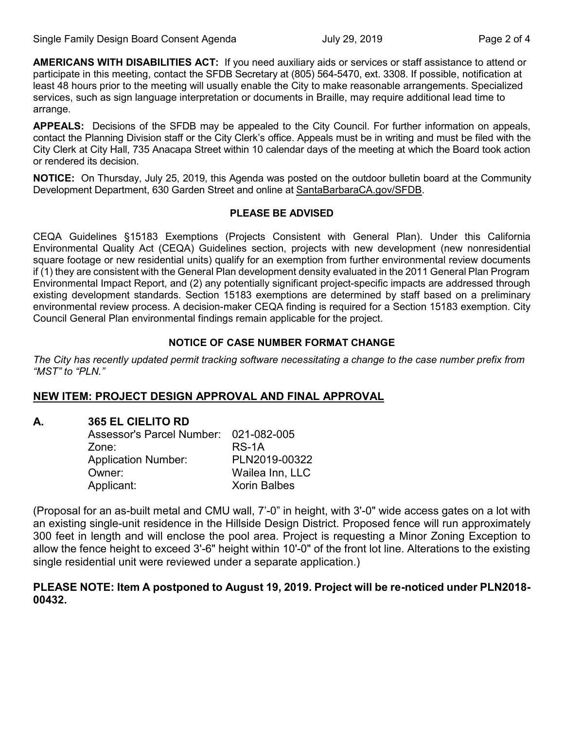**AMERICANS WITH DISABILITIES ACT:** If you need auxiliary aids or services or staff assistance to attend or participate in this meeting, contact the SFDB Secretary at (805) 564-5470, ext. 3308. If possible, notification at least 48 hours prior to the meeting will usually enable the City to make reasonable arrangements. Specialized services, such as sign language interpretation or documents in Braille, may require additional lead time to arrange.

**APPEALS:** Decisions of the SFDB may be appealed to the City Council. For further information on appeals, contact the Planning Division staff or the City Clerk's office. Appeals must be in writing and must be filed with the City Clerk at City Hall, 735 Anacapa Street within 10 calendar days of the meeting at which the Board took action or rendered its decision.

**NOTICE:** On Thursday, July 25, 2019, this Agenda was posted on the outdoor bulletin board at the Community Development Department, 630 Garden Street and online at SantaBarbaraCA.gov/SFDB.

**PLEASE BE ADVISED**

CEQA Guidelines §15183 Exemptions (Projects Consistent with General Plan). Under this California Environmental Quality Act (CEQA) Guidelines section, projects with new development (new nonresidential square footage or new residential units) qualify for an exemption from further environmental review documents if (1) they are consistent with the General Plan development density evaluated in the 2011 General Plan Program Environmental Impact Report, and (2) any potentially significant project-specific impacts are addressed through existing development standards. Section 15183 exemptions are determined by staff based on a preliminary environmental review process. A decision-maker CEQA finding is required for a Section 15183 exemption. City Council General Plan environmental findings remain applicable for the project.

**NOTICE OF CASE NUMBER FORMAT CHANGE**

*The City has recently updated permit tracking software necessitating a change to the case number prefix from "MST" to "PLN."*

## NEW ITEM: PROJECT DESIGN APPROVAL AND FINAL APPROVAL

**A. 365 EL CIELITO RD**

| | |
|---|---|
| Assessor's Parcel Number: | 021-082-005 |
| Zone: | RS-1A |
| Application Number: | PLN2019-00322 |
| Owner: | Wailea Inn, LLC |
| Applicant: | Xorin Balbes |

(Proposal for an as-built metal and CMU wall, 7'-0" in height, with 3'-0" wide access gates on a lot with an existing single-unit residence in the Hillside Design District. Proposed fence will run approximately 300 feet in length and will enclose the pool area. Project is requesting a Minor Zoning Exception to allow the fence height to exceed 3'-6" height within 10'-0" of the front lot line. Alterations to the existing single residential unit were reviewed under a separate application.)

**PLEASE NOTE: Item A postponed to August 19, 2019. Project will be re-noticed under PLN2018-00432.**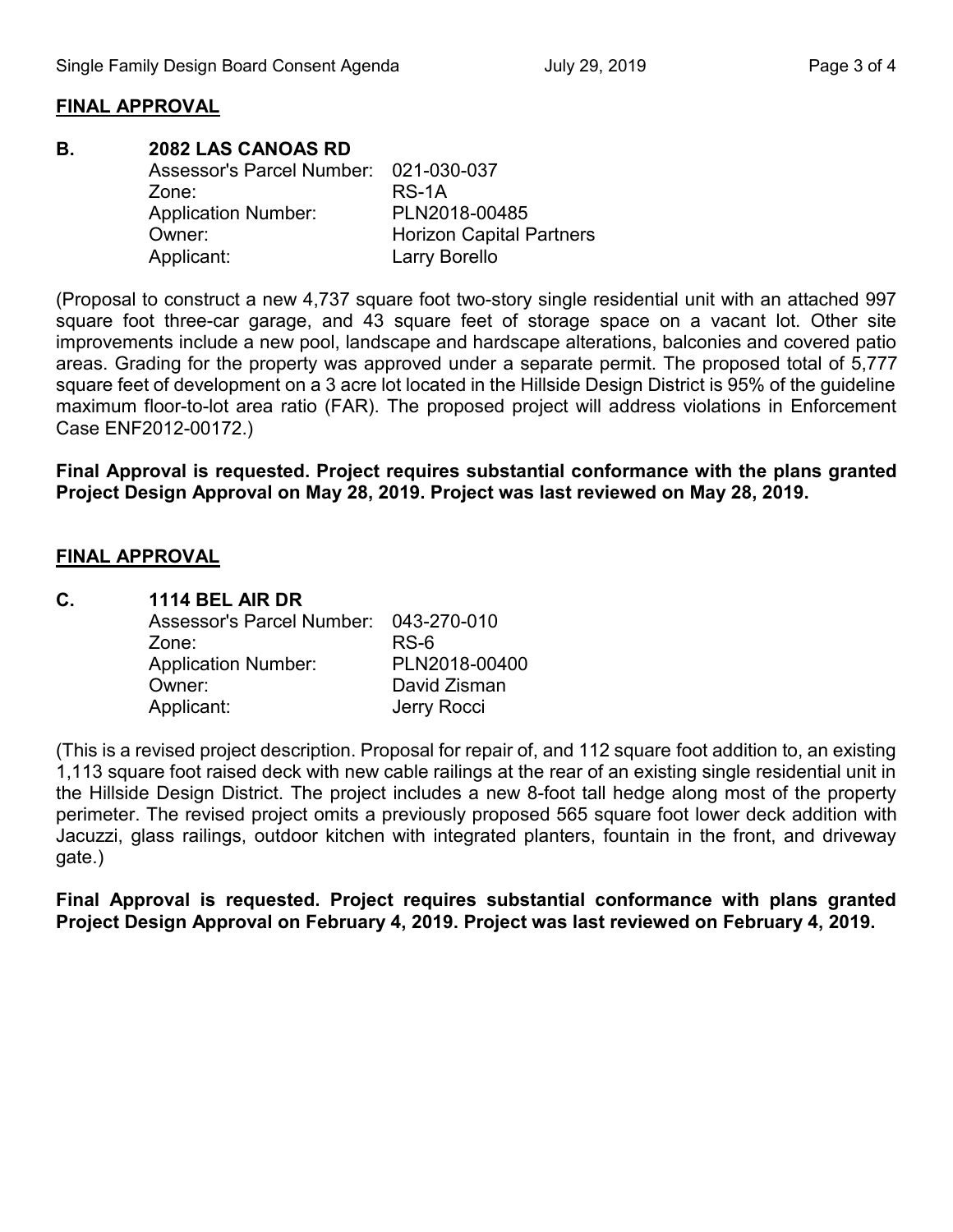## FINAL APPROVAL

### B. 2082 LAS CANOAS RD

| | |
|---|---|
| Assessor's Parcel Number: | 021-030-037 |
| Zone: | RS-1A |
| Application Number: | PLN2018-00485 |
| Owner: | Horizon Capital Partners |
| Applicant: | Larry Borello |

(Proposal to construct a new 4,737 square foot two-story single residential unit with an attached 997 square foot three-car garage, and 43 square feet of storage space on a vacant lot. Other site improvements include a new pool, landscape and hardscape alterations, balconies and covered patio areas. Grading for the property was approved under a separate permit. The proposed total of 5,777 square feet of development on a 3 acre lot located in the Hillside Design District is 95% of the guideline maximum floor-to-lot area ratio (FAR). The proposed project will address violations in Enforcement Case ENF2012-00172.)

**Final Approval is requested. Project requires substantial conformance with the plans granted Project Design Approval on May 28, 2019. Project was last reviewed on May 28, 2019.**

## FINAL APPROVAL

### C. 1114 BEL AIR DR

| | |
|---|---|
| Assessor's Parcel Number: | 043-270-010 |
| Zone: | RS-6 |
| Application Number: | PLN2018-00400 |
| Owner: | David Zisman |
| Applicant: | Jerry Rocci |

(This is a revised project description. Proposal for repair of, and 112 square foot addition to, an existing 1,113 square foot raised deck with new cable railings at the rear of an existing single residential unit in the Hillside Design District. The project includes a new 8-foot tall hedge along most of the property perimeter. The revised project omits a previously proposed 565 square foot lower deck addition with Jacuzzi, glass railings, outdoor kitchen with integrated planters, fountain in the front, and driveway gate.)

**Final Approval is requested. Project requires substantial conformance with plans granted Project Design Approval on February 4, 2019. Project was last reviewed on February 4, 2019.**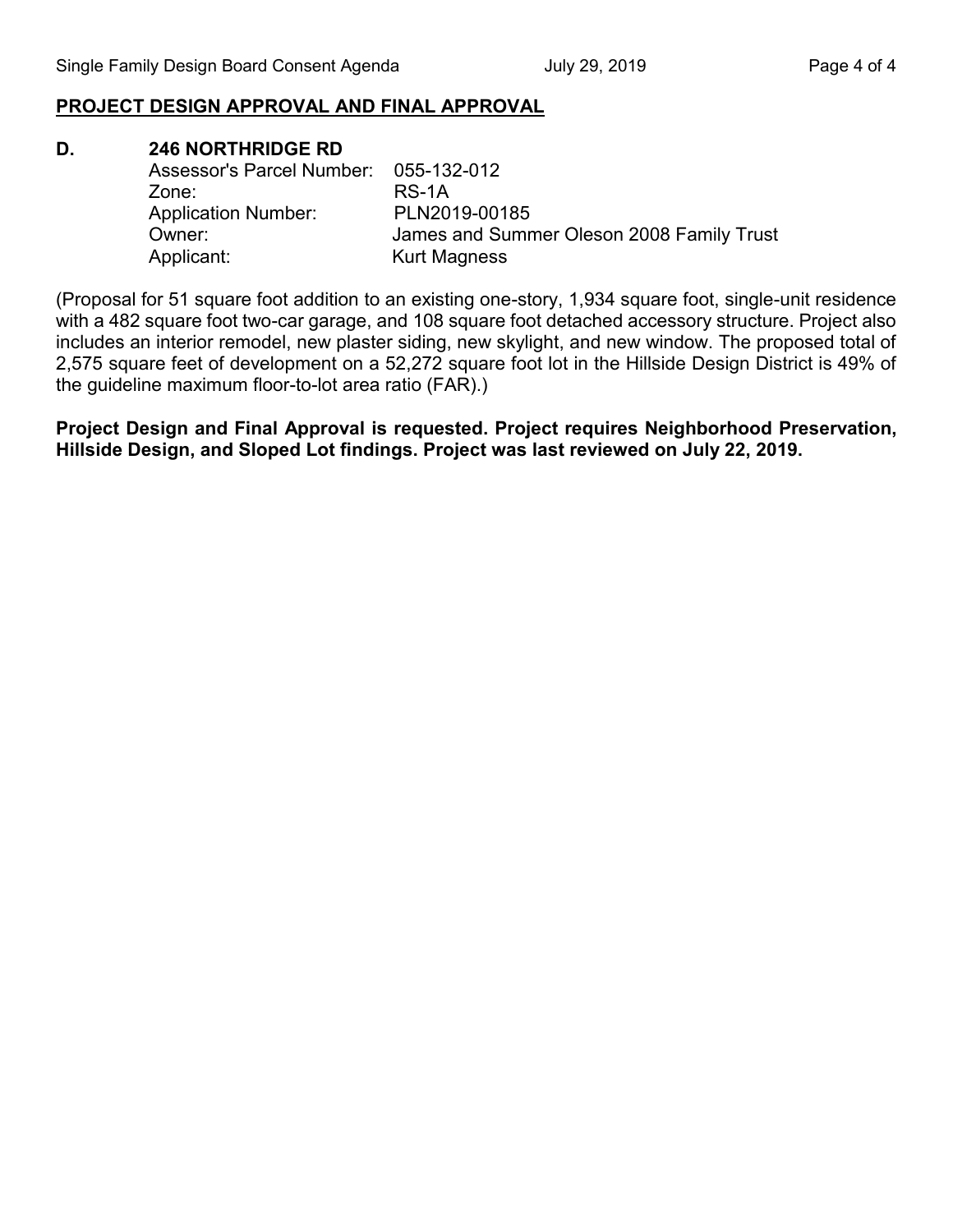## PROJECT DESIGN APPROVAL AND FINAL APPROVAL

### D. 246 NORTHRIDGE RD

| | |
|---|---|
| Assessor's Parcel Number: | 055-132-012 |
| Zone: | RS-1A |
| Application Number: | PLN2019-00185 |
| Owner: | James and Summer Oleson 2008 Family Trust |
| Applicant: | Kurt Magness |

(Proposal for 51 square foot addition to an existing one-story, 1,934 square foot, single-unit residence with a 482 square foot two-car garage, and 108 square foot detached accessory structure. Project also includes an interior remodel, new plaster siding, new skylight, and new window. The proposed total of 2,575 square feet of development on a 52,272 square foot lot in the Hillside Design District is 49% of the guideline maximum floor-to-lot area ratio (FAR).)

**Project Design and Final Approval is requested. Project requires Neighborhood Preservation, Hillside Design, and Sloped Lot findings. Project was last reviewed on July 22, 2019.**